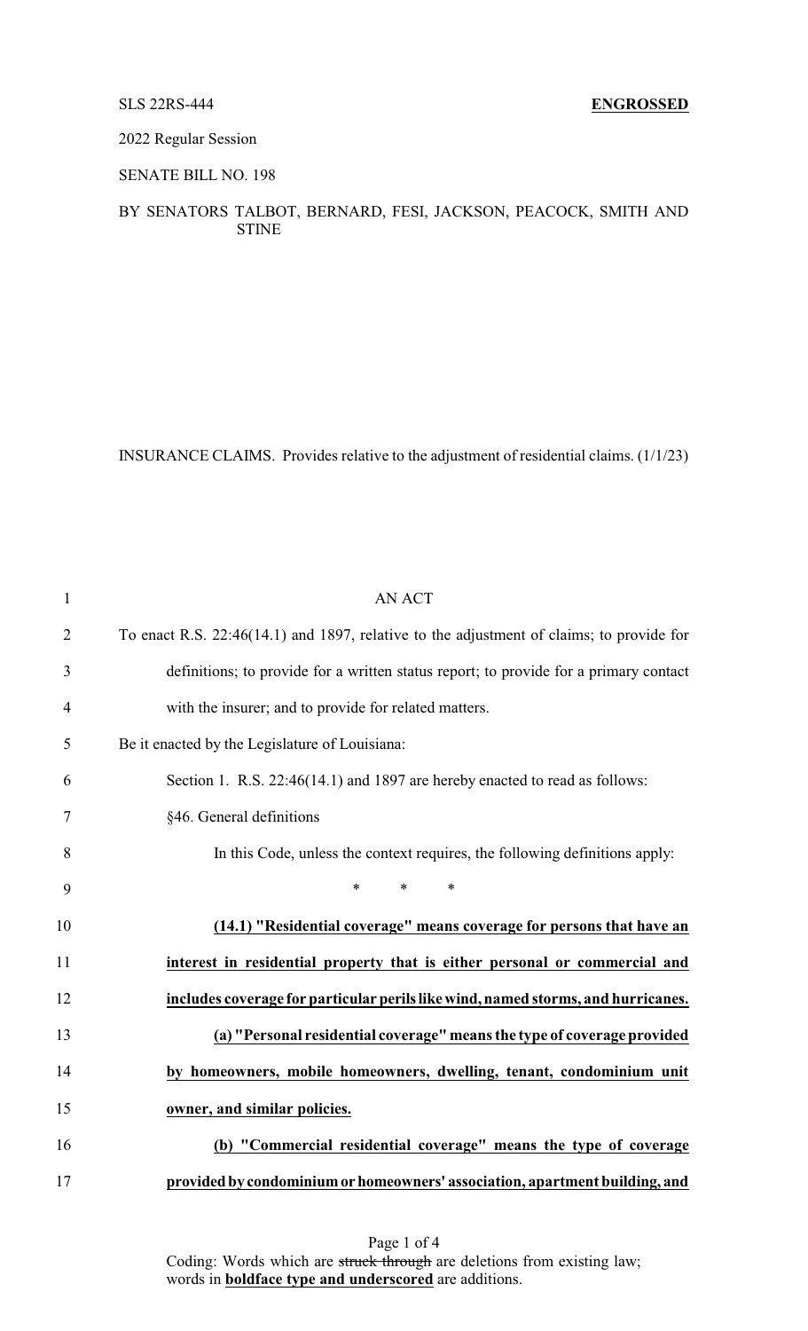SLS 22RS-444 **ENGROSSED**

2022 Regular Session

SENATE BILL NO. 198

BY SENATORS TALBOT, BERNARD, FESI, JACKSON, PEACOCK, SMITH AND STINE

INSURANCE CLAIMS. Provides relative to the adjustment of residential claims. (1/1/23)

AN ACT

To enact R.S. 22:46(14.1) and 1897, relative to the adjustment of claims; to provide for definitions; to provide for a written status report; to provide for a primary contact with the insurer; and to provide for related matters.

Be it enacted by the Legislature of Louisiana:

Section 1. R.S. 22:46(14.1) and 1897 are hereby enacted to read as follows:

§46. General definitions

In this Code, unless the context requires, the following definitions apply:

\* \* \*

**(14.1) "Residential coverage" means coverage for persons that have an interest in residential property that is either personal or commercial and includes coverage for particular perils like wind, named storms, and hurricanes.**

**(a) "Personal residential coverage" means the type of coverage provided by homeowners, mobile homeowners, dwelling, tenant, condominium unit owner, and similar policies.**

**(b) "Commercial residential coverage" means the type of coverage provided by condominium or homeowners' association, apartment building, and**

Coding: Words which are ~~struck through~~ are deletions from existing law; words in **boldface type and underscored** are additions.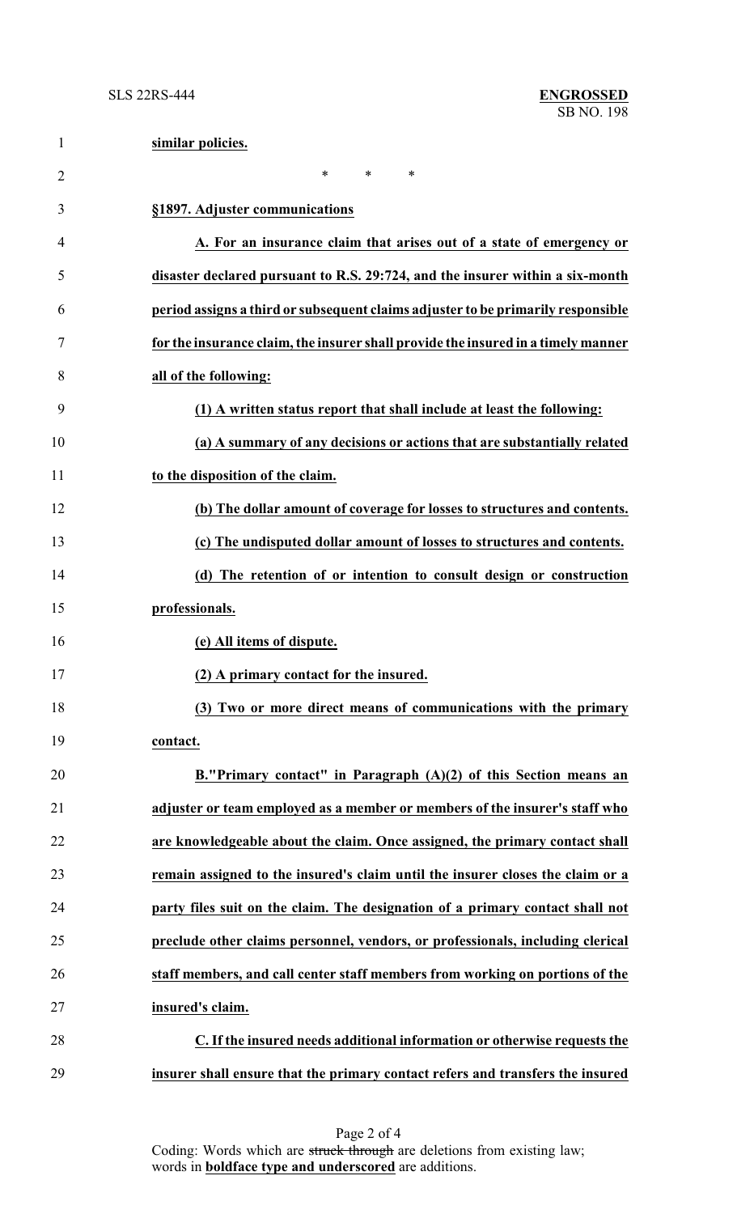**similar policies.**

\* \* \*

**§1897. Adjuster communications**

**A. For an insurance claim that arises out of a state of emergency or disaster declared pursuant to R.S. 29:724, and the insurer within a six-month period assigns a third or subsequent claims adjuster to be primarily responsible for the insurance claim, the insurer shall provide the insured in a timely manner all of the following:**

**(1) A written status report that shall include at least the following:**

**(a) A summary of any decisions or actions that are substantially related to the disposition of the claim.**

**(b) The dollar amount of coverage for losses to structures and contents.**

**(c) The undisputed dollar amount of losses to structures and contents.**

**(d) The retention of or intention to consult design or construction professionals.**

**(e) All items of dispute.**

**(2) A primary contact for the insured.**

**(3) Two or more direct means of communications with the primary contact.**

**B."Primary contact" in Paragraph (A)(2) of this Section means an adjuster or team employed as a member or members of the insurer's staff who are knowledgeable about the claim. Once assigned, the primary contact shall remain assigned to the insured's claim until the insurer closes the claim or a party files suit on the claim. The designation of a primary contact shall not preclude other claims personnel, vendors, or professionals, including clerical staff members, and call center staff members from working on portions of the insured's claim.**

**C. If the insured needs additional information or otherwise requests the insurer shall ensure that the primary contact refers and transfers the insured**

Coding: Words which are ~~struck through~~ are deletions from existing law; words in **boldface type and underscored** are additions.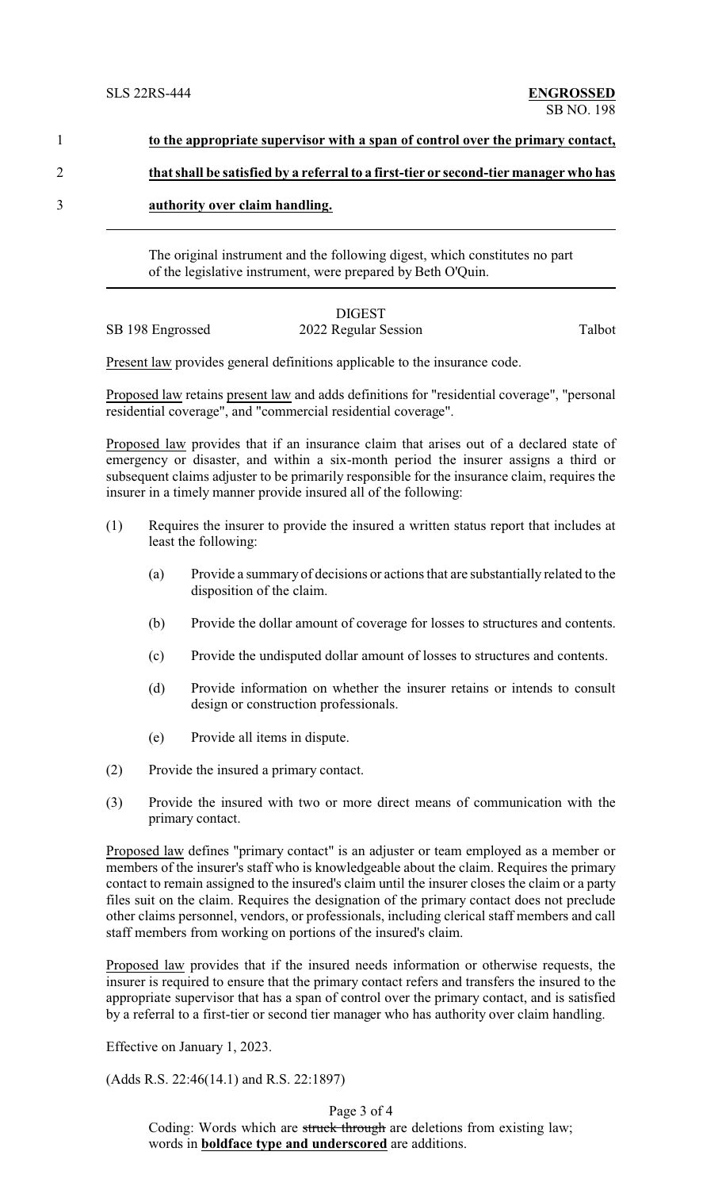**to the appropriate supervisor with a span of control over the primary contact, that shall be satisfied by a referral to a first-tier or second-tier manager who has authority over claim handling.**

---

The original instrument and the following digest, which constitutes no part of the legislative instrument, were prepared by Beth O'Quin.

---

DIGEST

SB 198 Engrossed 2022 Regular Session Talbot

Present law provides general definitions applicable to the insurance code.

Proposed law retains present law and adds definitions for "residential coverage", "personal residential coverage", and "commercial residential coverage".

Proposed law provides that if an insurance claim that arises out of a declared state of emergency or disaster, and within a six-month period the insurer assigns a third or subsequent claims adjuster to be primarily responsible for the insurance claim, requires the insurer in a timely manner provide insured all of the following:

(1) Requires the insurer to provide the insured a written status report that includes at least the following:

(a) Provide a summary of decisions or actions that are substantially related to the disposition of the claim.

(b) Provide the dollar amount of coverage for losses to structures and contents.

(c) Provide the undisputed dollar amount of losses to structures and contents.

(d) Provide information on whether the insurer retains or intends to consult design or construction professionals.

(e) Provide all items in dispute.

(2) Provide the insured a primary contact.

(3) Provide the insured with two or more direct means of communication with the primary contact.

Proposed law defines "primary contact" is an adjuster or team employed as a member or members of the insurer's staff who is knowledgeable about the claim. Requires the primary contact to remain assigned to the insured's claim until the insurer closes the claim or a party files suit on the claim. Requires the designation of the primary contact does not preclude other claims personnel, vendors, or professionals, including clerical staff members and call staff members from working on portions of the insured's claim.

Proposed law provides that if the insured needs information or otherwise requests, the insurer is required to ensure that the primary contact refers and transfers the insured to the appropriate supervisor that has a span of control over the primary contact, and is satisfied by a referral to a first-tier or second tier manager who has authority over claim handling.

Effective on January 1, 2023.

(Adds R.S. 22:46(14.1) and R.S. 22:1897)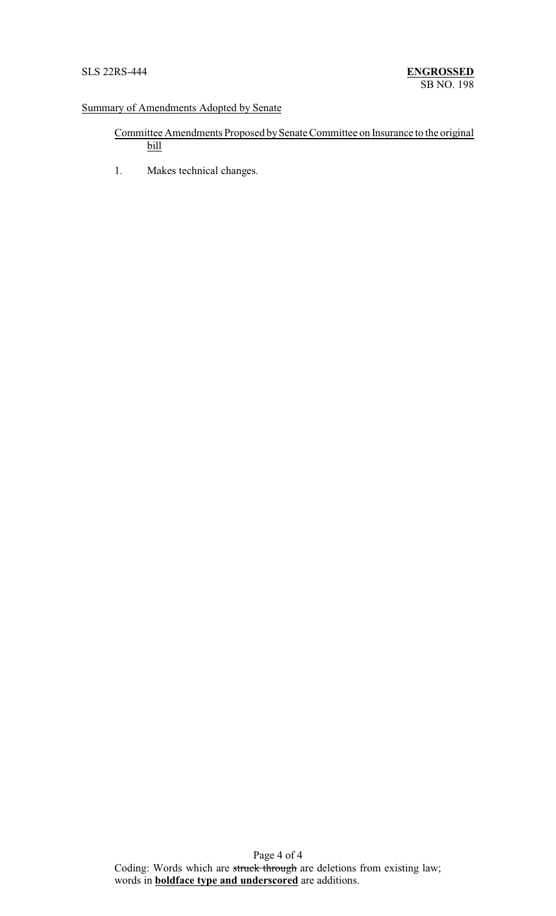Summary of Amendments Adopted by Senate

Committee Amendments Proposed by Senate Committee on Insurance to the original bill

1. Makes technical changes.